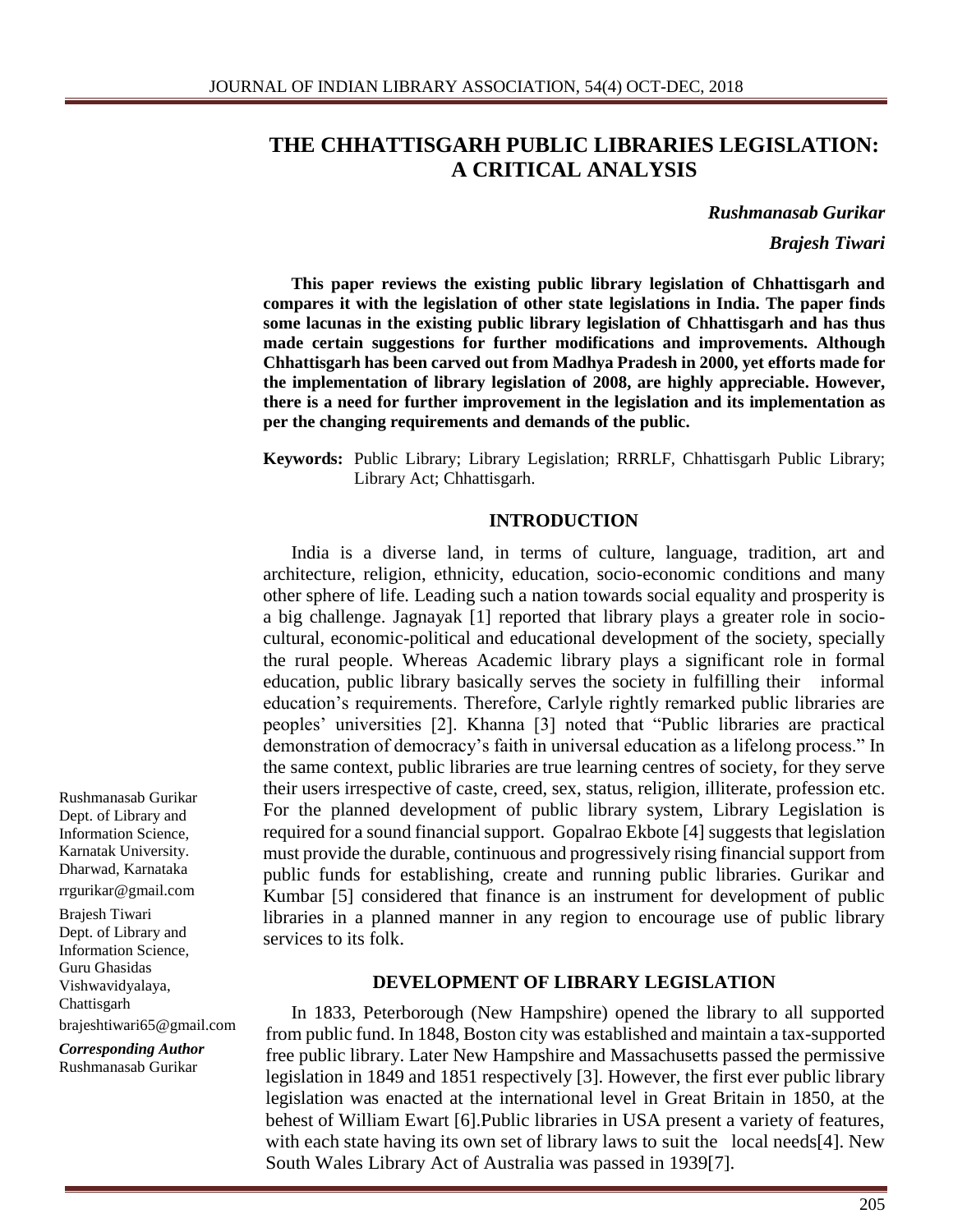# THE CHHATTISGARH PUBLIC LIBRARIES LEGISLATION: A CRITICAL ANALYSIS

***Rushmanasab Gurikar***

***Brajesh Tiwari***

**This paper reviews the existing public library legislation of Chhattisgarh and compares it with the legislation of other state legislations in India. The paper finds some lacunas in the existing public library legislation of Chhattisgarh and has thus made certain suggestions for further modifications and improvements. Although Chhattisgarh has been carved out from Madhya Pradesh in 2000, yet efforts made for the implementation of library legislation of 2008, are highly appreciable. However, there is a need for further improvement in the legislation and its implementation as per the changing requirements and demands of the public.**

**Keywords:** Public Library; Library Legislation; RRRLF, Chhattisgarh Public Library; Library Act; Chhattisgarh.

Rushmanasab Gurikar
Dept. of Library and Information Science,
Karnatak University.
Dharwad, Karnataka
rrgurikar@gmail.com

Brajesh Tiwari
Dept. of Library and Information Science,
Guru Ghasidas Vishwavidyalaya,
Chattisgarh
brajeshtiwari65@gmail.com

***Corresponding Author***
Rushmanasab Gurikar

## INTRODUCTION

India is a diverse land, in terms of culture, language, tradition, art and architecture, religion, ethnicity, education, socio-economic conditions and many other sphere of life. Leading such a nation towards social equality and prosperity is a big challenge. Jagnayak [1] reported that library plays a greater role in socio-cultural, economic-political and educational development of the society, specially the rural people. Whereas Academic library plays a significant role in formal education, public library basically serves the society in fulfilling their informal education's requirements. Therefore, Carlyle rightly remarked public libraries are peoples' universities [2]. Khanna [3] noted that "Public libraries are practical demonstration of democracy's faith in universal education as a lifelong process." In the same context, public libraries are true learning centres of society, for they serve their users irrespective of caste, creed, sex, status, religion, illiterate, profession etc. For the planned development of public library system, Library Legislation is required for a sound financial support. Gopalrao Ekbote [4] suggests that legislation must provide the durable, continuous and progressively rising financial support from public funds for establishing, create and running public libraries. Gurikar and Kumbar [5] considered that finance is an instrument for development of public libraries in a planned manner in any region to encourage use of public library services to its folk.

## DEVELOPMENT OF LIBRARY LEGISLATION

In 1833, Peterborough (New Hampshire) opened the library to all supported from public fund. In 1848, Boston city was established and maintain a tax-supported free public library. Later New Hampshire and Massachusetts passed the permissive legislation in 1849 and 1851 respectively [3]. However, the first ever public library legislation was enacted at the international level in Great Britain in 1850, at the behest of William Ewart [6].Public libraries in USA present a variety of features, with each state having its own set of library laws to suit the local needs[4]. New South Wales Library Act of Australia was passed in 1939[7].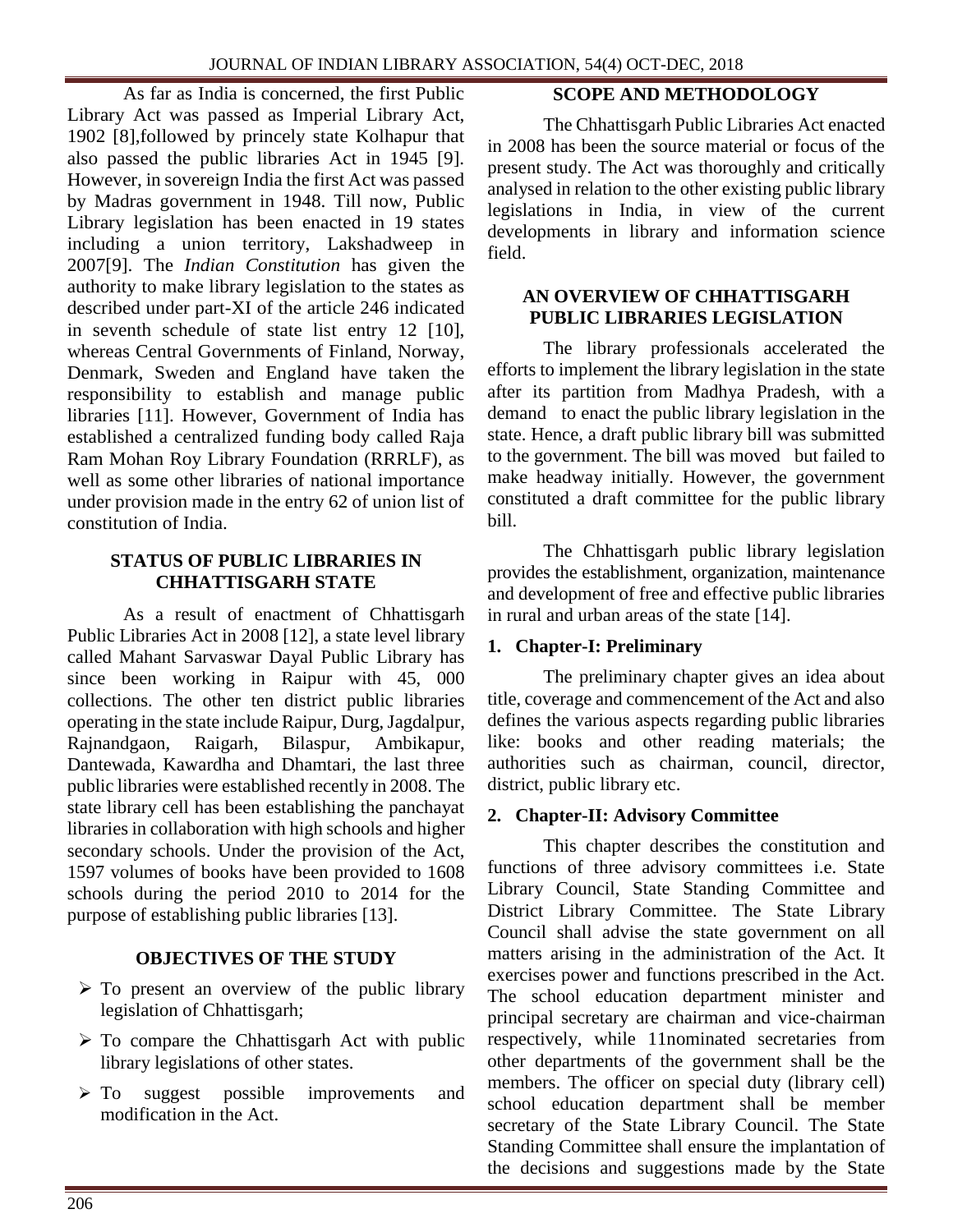As far as India is concerned, the first Public Library Act was passed as Imperial Library Act, 1902 [8],followed by princely state Kolhapur that also passed the public libraries Act in 1945 [9]. However, in sovereign India the first Act was passed by Madras government in 1948. Till now, Public Library legislation has been enacted in 19 states including a union territory, Lakshadweep in 2007[9]. The *Indian Constitution* has given the authority to make library legislation to the states as described under part-XI of the article 246 indicated in seventh schedule of state list entry 12 [10], whereas Central Governments of Finland, Norway, Denmark, Sweden and England have taken the responsibility to establish and manage public libraries [11]. However, Government of India has established a centralized funding body called Raja Ram Mohan Roy Library Foundation (RRRLF), as well as some other libraries of national importance under provision made in the entry 62 of union list of constitution of India.

## STATUS OF PUBLIC LIBRARIES IN CHHATTISGARH STATE

As a result of enactment of Chhattisgarh Public Libraries Act in 2008 [12], a state level library called Mahant Sarvaswar Dayal Public Library has since been working in Raipur with 45, 000 collections. The other ten district public libraries operating in the state include Raipur, Durg, Jagdalpur, Rajnandgaon, Raigarh, Bilaspur, Ambikapur, Dantewada, Kawardha and Dhamtari, the last three public libraries were established recently in 2008. The state library cell has been establishing the panchayat libraries in collaboration with high schools and higher secondary schools. Under the provision of the Act, 1597 volumes of books have been provided to 1608 schools during the period 2010 to 2014 for the purpose of establishing public libraries [13].

## OBJECTIVES OF THE STUDY

- To present an overview of the public library legislation of Chhattisgarh;
- To compare the Chhattisgarh Act with public library legislations of other states.
- To suggest possible improvements and modification in the Act.

## SCOPE AND METHODOLOGY

The Chhattisgarh Public Libraries Act enacted in 2008 has been the source material or focus of the present study. The Act was thoroughly and critically analysed in relation to the other existing public library legislations in India, in view of the current developments in library and information science field.

## AN OVERVIEW OF CHHATTISGARH PUBLIC LIBRARIES LEGISLATION

The library professionals accelerated the efforts to implement the library legislation in the state after its partition from Madhya Pradesh, with a demand to enact the public library legislation in the state. Hence, a draft public library bill was submitted to the government. The bill was moved but failed to make headway initially. However, the government constituted a draft committee for the public library bill.

The Chhattisgarh public library legislation provides the establishment, organization, maintenance and development of free and effective public libraries in rural and urban areas of the state [14].

### 1. Chapter-I: Preliminary

The preliminary chapter gives an idea about title, coverage and commencement of the Act and also defines the various aspects regarding public libraries like: books and other reading materials; the authorities such as chairman, council, director, district, public library etc.

### 2. Chapter-II: Advisory Committee

This chapter describes the constitution and functions of three advisory committees i.e. State Library Council, State Standing Committee and District Library Committee. The State Library Council shall advise the state government on all matters arising in the administration of the Act. It exercises power and functions prescribed in the Act. The school education department minister and principal secretary are chairman and vice-chairman respectively, while 11nominated secretaries from other departments of the government shall be the members. The officer on special duty (library cell) school education department shall be member secretary of the State Library Council. The State Standing Committee shall ensure the implantation of the decisions and suggestions made by the State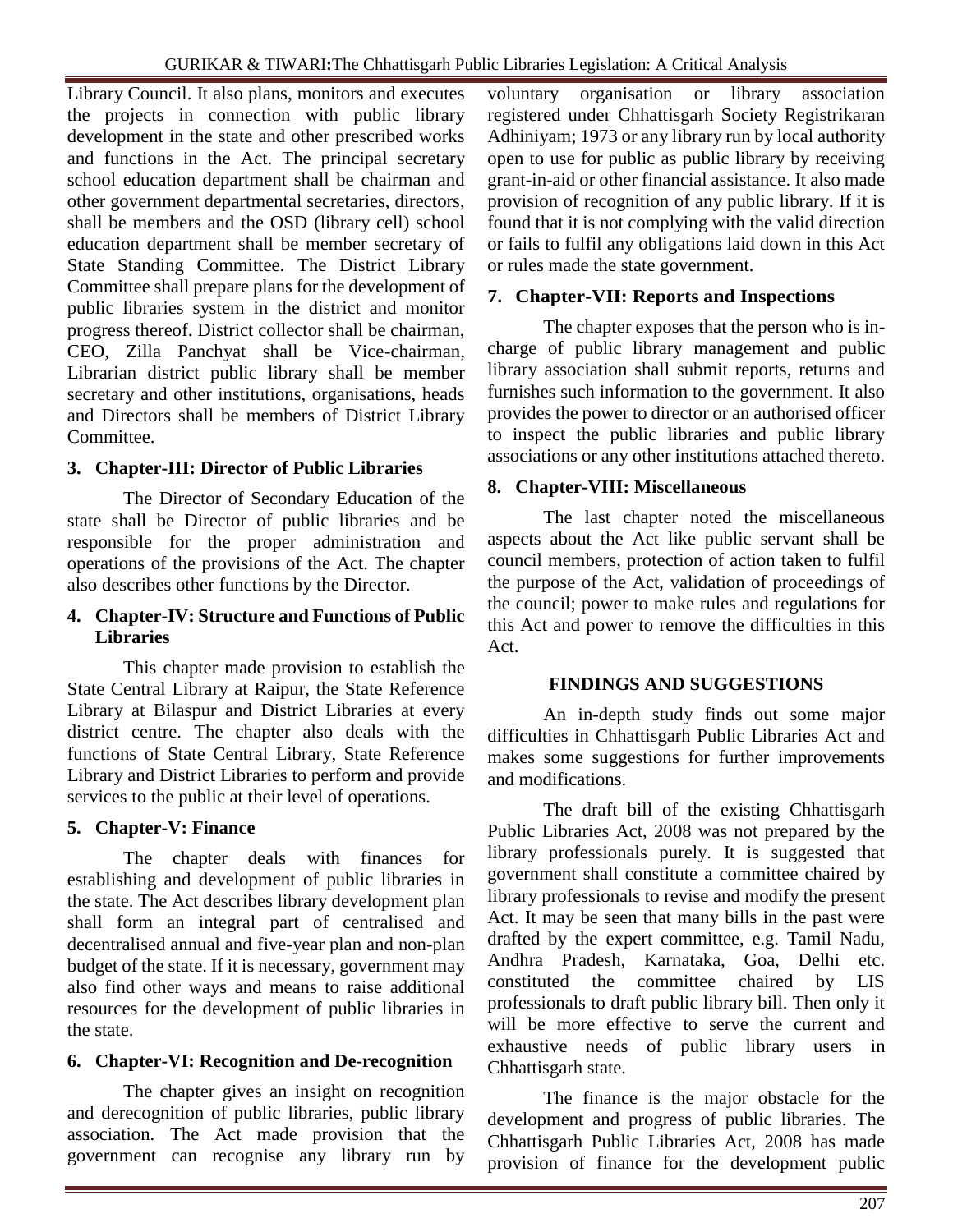Library Council. It also plans, monitors and executes the projects in connection with public library development in the state and other prescribed works and functions in the Act. The principal secretary school education department shall be chairman and other government departmental secretaries, directors, shall be members and the OSD (library cell) school education department shall be member secretary of State Standing Committee. The District Library Committee shall prepare plans for the development of public libraries system in the district and monitor progress thereof. District collector shall be chairman, CEO, Zilla Panchyat shall be Vice-chairman, Librarian district public library shall be member secretary and other institutions, organisations, heads and Directors shall be members of District Library Committee.

### 3. Chapter-III: Director of Public Libraries

The Director of Secondary Education of the state shall be Director of public libraries and be responsible for the proper administration and operations of the provisions of the Act. The chapter also describes other functions by the Director.

### 4. Chapter-IV: Structure and Functions of Public Libraries

This chapter made provision to establish the State Central Library at Raipur, the State Reference Library at Bilaspur and District Libraries at every district centre. The chapter also deals with the functions of State Central Library, State Reference Library and District Libraries to perform and provide services to the public at their level of operations.

### 5. Chapter-V: Finance

The chapter deals with finances for establishing and development of public libraries in the state. The Act describes library development plan shall form an integral part of centralised and decentralised annual and five-year plan and non-plan budget of the state. If it is necessary, government may also find other ways and means to raise additional resources for the development of public libraries in the state.

### 6. Chapter-VI: Recognition and De-recognition

The chapter gives an insight on recognition and derecognition of public libraries, public library association. The Act made provision that the government can recognise any library run by voluntary organisation or library association registered under Chhattisgarh Society Registrikaran Adhiniyam; 1973 or any library run by local authority open to use for public as public library by receiving grant-in-aid or other financial assistance. It also made provision of recognition of any public library. If it is found that it is not complying with the valid direction or fails to fulfil any obligations laid down in this Act or rules made the state government.

### 7. Chapter-VII: Reports and Inspections

The chapter exposes that the person who is in-charge of public library management and public library association shall submit reports, returns and furnishes such information to the government. It also provides the power to director or an authorised officer to inspect the public libraries and public library associations or any other institutions attached thereto.

### 8. Chapter-VIII: Miscellaneous

The last chapter noted the miscellaneous aspects about the Act like public servant shall be council members, protection of action taken to fulfil the purpose of the Act, validation of proceedings of the council; power to make rules and regulations for this Act and power to remove the difficulties in this Act.

## FINDINGS AND SUGGESTIONS

An in-depth study finds out some major difficulties in Chhattisgarh Public Libraries Act and makes some suggestions for further improvements and modifications.

The draft bill of the existing Chhattisgarh Public Libraries Act, 2008 was not prepared by the library professionals purely. It is suggested that government shall constitute a committee chaired by library professionals to revise and modify the present Act. It may be seen that many bills in the past were drafted by the expert committee, e.g. Tamil Nadu, Andhra Pradesh, Karnataka, Goa, Delhi etc. constituted the committee chaired by LIS professionals to draft public library bill. Then only it will be more effective to serve the current and exhaustive needs of public library users in Chhattisgarh state.

The finance is the major obstacle for the development and progress of public libraries. The Chhattisgarh Public Libraries Act, 2008 has made provision of finance for the development public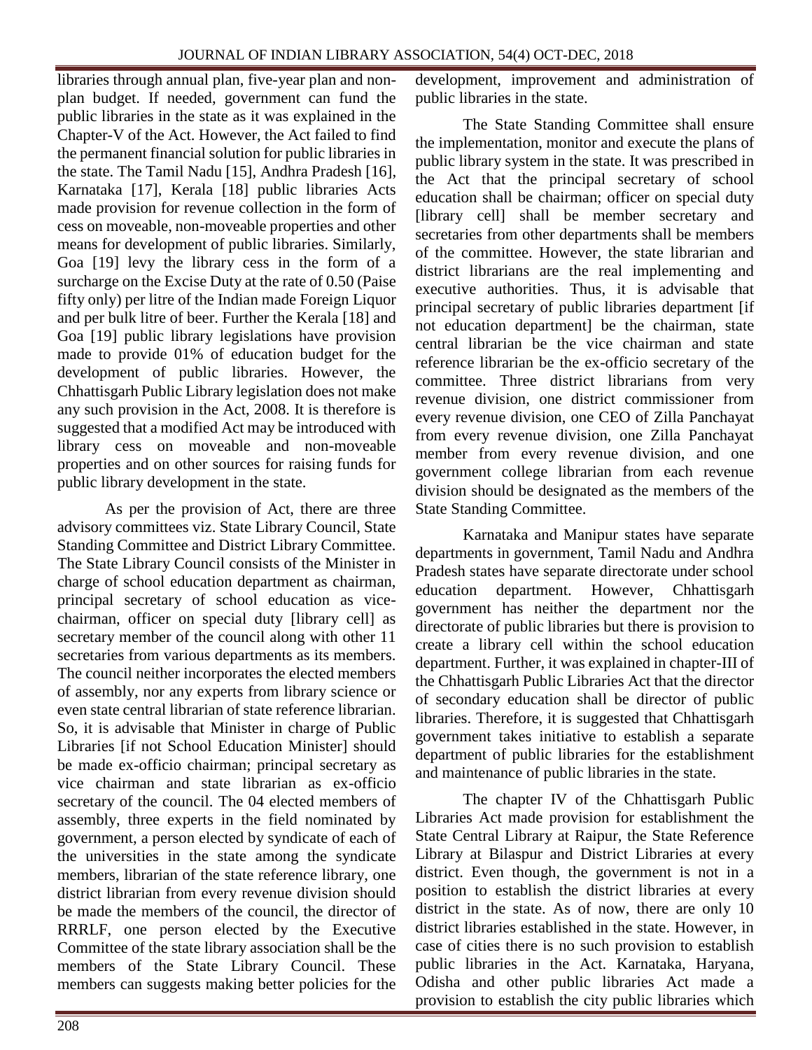libraries through annual plan, five-year plan and non-plan budget. If needed, government can fund the public libraries in the state as it was explained in the Chapter-V of the Act. However, the Act failed to find the permanent financial solution for public libraries in the state. The Tamil Nadu [15], Andhra Pradesh [16], Karnataka [17], Kerala [18] public libraries Acts made provision for revenue collection in the form of cess on moveable, non-moveable properties and other means for development of public libraries. Similarly, Goa [19] levy the library cess in the form of a surcharge on the Excise Duty at the rate of 0.50 (Paise fifty only) per litre of the Indian made Foreign Liquor and per bulk litre of beer. Further the Kerala [18] and Goa [19] public library legislations have provision made to provide 01% of education budget for the development of public libraries. However, the Chhattisgarh Public Library legislation does not make any such provision in the Act, 2008. It is therefore is suggested that a modified Act may be introduced with library cess on moveable and non-moveable properties and on other sources for raising funds for public library development in the state.

As per the provision of Act, there are three advisory committees viz. State Library Council, State Standing Committee and District Library Committee. The State Library Council consists of the Minister in charge of school education department as chairman, principal secretary of school education as vice-chairman, officer on special duty [library cell] as secretary member of the council along with other 11 secretaries from various departments as its members. The council neither incorporates the elected members of assembly, nor any experts from library science or even state central librarian of state reference librarian. So, it is advisable that Minister in charge of Public Libraries [if not School Education Minister] should be made ex-officio chairman; principal secretary as vice chairman and state librarian as ex-officio secretary of the council. The 04 elected members of assembly, three experts in the field nominated by government, a person elected by syndicate of each of the universities in the state among the syndicate members, librarian of the state reference library, one district librarian from every revenue division should be made the members of the council, the director of RRRLF, one person elected by the Executive Committee of the state library association shall be the members of the State Library Council. These members can suggests making better policies for the development, improvement and administration of public libraries in the state.

The State Standing Committee shall ensure the implementation, monitor and execute the plans of public library system in the state. It was prescribed in the Act that the principal secretary of school education shall be chairman; officer on special duty [library cell] shall be member secretary and secretaries from other departments shall be members of the committee. However, the state librarian and district librarians are the real implementing and executive authorities. Thus, it is advisable that principal secretary of public libraries department [if not education department] be the chairman, state central librarian be the vice chairman and state reference librarian be the ex-officio secretary of the committee. Three district librarians from very revenue division, one district commissioner from every revenue division, one CEO of Zilla Panchayat from every revenue division, one Zilla Panchayat member from every revenue division, and one government college librarian from each revenue division should be designated as the members of the State Standing Committee.

Karnataka and Manipur states have separate departments in government, Tamil Nadu and Andhra Pradesh states have separate directorate under school education department. However, Chhattisgarh government has neither the department nor the directorate of public libraries but there is provision to create a library cell within the school education department. Further, it was explained in chapter-III of the Chhattisgarh Public Libraries Act that the director of secondary education shall be director of public libraries. Therefore, it is suggested that Chhattisgarh government takes initiative to establish a separate department of public libraries for the establishment and maintenance of public libraries in the state.

The chapter IV of the Chhattisgarh Public Libraries Act made provision for establishment the State Central Library at Raipur, the State Reference Library at Bilaspur and District Libraries at every district. Even though, the government is not in a position to establish the district libraries at every district in the state. As of now, there are only 10 district libraries established in the state. However, in case of cities there is no such provision to establish public libraries in the Act. Karnataka, Haryana, Odisha and other public libraries Act made a provision to establish the city public libraries which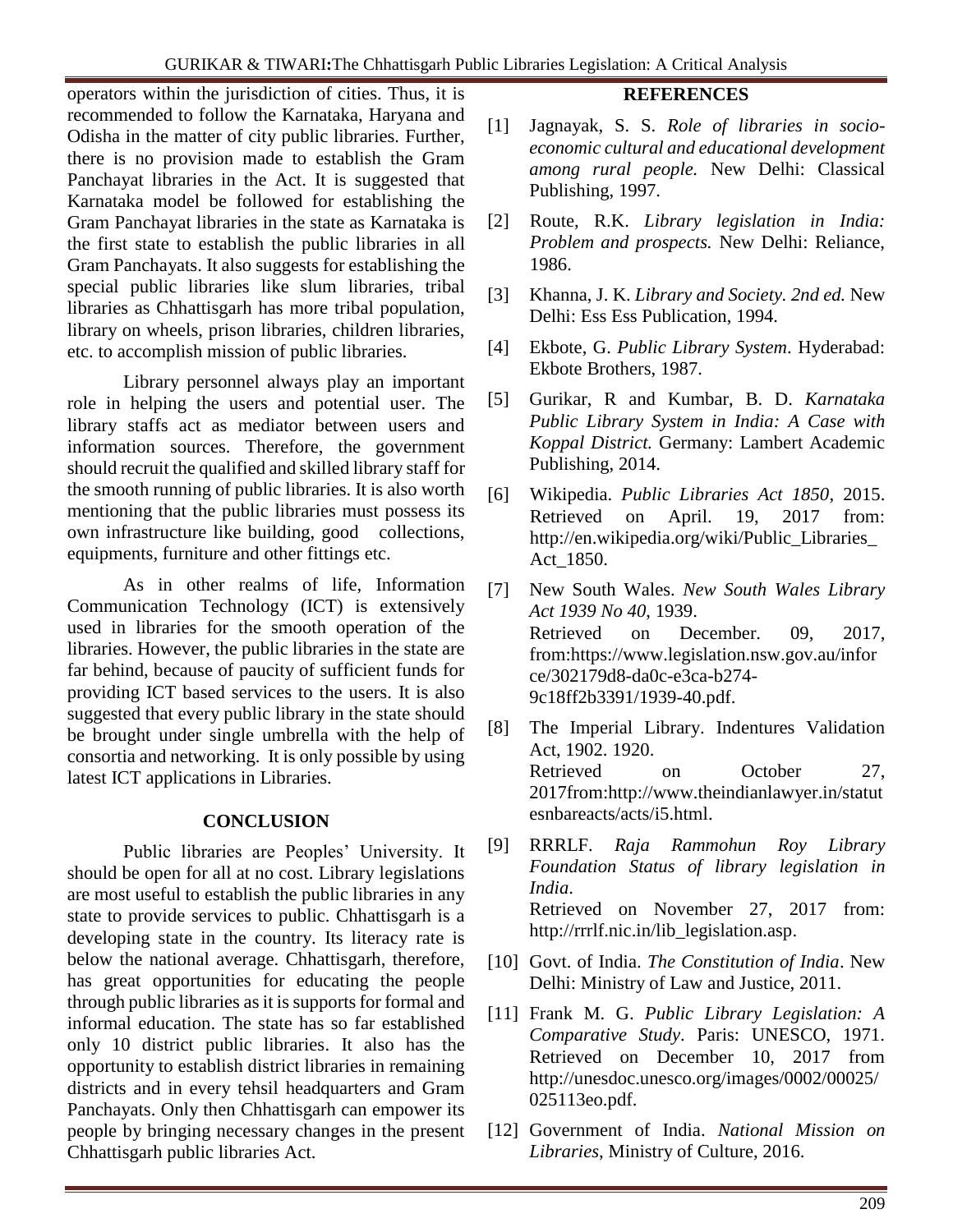operators within the jurisdiction of cities. Thus, it is recommended to follow the Karnataka, Haryana and Odisha in the matter of city public libraries. Further, there is no provision made to establish the Gram Panchayat libraries in the Act. It is suggested that Karnataka model be followed for establishing the Gram Panchayat libraries in the state as Karnataka is the first state to establish the public libraries in all Gram Panchayats. It also suggests for establishing the special public libraries like slum libraries, tribal libraries as Chhattisgarh has more tribal population, library on wheels, prison libraries, children libraries, etc. to accomplish mission of public libraries.

Library personnel always play an important role in helping the users and potential user. The library staffs act as mediator between users and information sources. Therefore, the government should recruit the qualified and skilled library staff for the smooth running of public libraries. It is also worth mentioning that the public libraries must possess its own infrastructure like building, good collections, equipments, furniture and other fittings etc.

As in other realms of life, Information Communication Technology (ICT) is extensively used in libraries for the smooth operation of the libraries. However, the public libraries in the state are far behind, because of paucity of sufficient funds for providing ICT based services to the users. It is also suggested that every public library in the state should be brought under single umbrella with the help of consortia and networking. It is only possible by using latest ICT applications in Libraries.

## CONCLUSION

Public libraries are Peoples' University. It should be open for all at no cost. Library legislations are most useful to establish the public libraries in any state to provide services to public. Chhattisgarh is a developing state in the country. Its literacy rate is below the national average. Chhattisgarh, therefore, has great opportunities for educating the people through public libraries as it is supports for formal and informal education. The state has so far established only 10 district public libraries. It also has the opportunity to establish district libraries in remaining districts and in every tehsil headquarters and Gram Panchayats. Only then Chhattisgarh can empower its people by bringing necessary changes in the present Chhattisgarh public libraries Act.

## REFERENCES

[1] Jagnayak, S. S. *Role of libraries in socio-economic cultural and educational development among rural people.* New Delhi: Classical Publishing, 1997.

[2] Route, R.K. *Library legislation in India: Problem and prospects.* New Delhi: Reliance, 1986.

[3] Khanna, J. K. *Library and Society. 2nd ed.* New Delhi: Ess Ess Publication, 1994.

[4] Ekbote, G. *Public Library System*. Hyderabad: Ekbote Brothers, 1987.

[5] Gurikar, R and Kumbar, B. D. *Karnataka Public Library System in India: A Case with Koppal District.* Germany: Lambert Academic Publishing, 2014.

[6] Wikipedia. *Public Libraries Act 1850*, 2015. Retrieved on April. 19, 2017 from: http://en.wikipedia.org/wiki/Public_Libraries_Act_1850.

[7] New South Wales. *New South Wales Library Act 1939 No 40*, 1939. Retrieved on December. 09, 2017, from:https://www.legislation.nsw.gov.au/inforce/302179d8-da0c-e3ca-b274-9c18ff2b3391/1939-40.pdf.

[8] The Imperial Library. Indentures Validation Act, 1902. 1920. Retrieved on October 27, 2017from:http://www.theindianlawyer.in/statutesnbareacts/acts/i5.html.

[9] RRRLF. *Raja Rammohun Roy Library Foundation Status of library legislation in India*. Retrieved on November 27, 2017 from: http://rrrlf.nic.in/lib_legislation.asp.

[10] Govt. of India. *The Constitution of India*. New Delhi: Ministry of Law and Justice, 2011.

[11] Frank M. G. *Public Library Legislation: A Comparative Study*. Paris: UNESCO, 1971. Retrieved on December 10, 2017 from http://unesdoc.unesco.org/images/0002/00025/025113eo.pdf.

[12] Government of India. *National Mission on Libraries*, Ministry of Culture, 2016.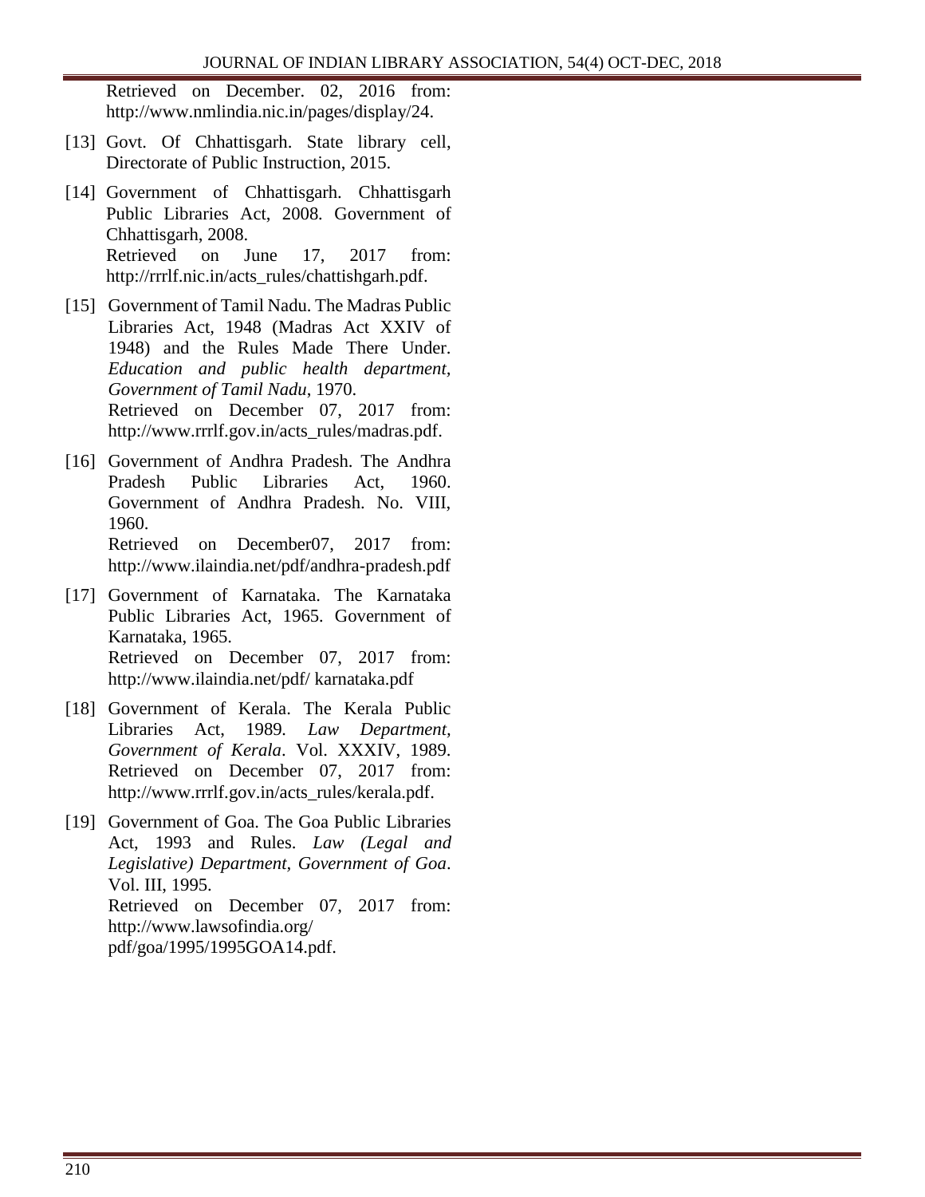Retrieved on December. 02, 2016 from: http://www.nmlindia.nic.in/pages/display/24.

[13] Govt. Of Chhattisgarh. State library cell, Directorate of Public Instruction, 2015.

[14] Government of Chhattisgarh. Chhattisgarh Public Libraries Act, 2008. Government of Chhattisgarh, 2008.
Retrieved on June 17, 2017 from: http://rrrlf.nic.in/acts_rules/chattishgarh.pdf.

[15] Government of Tamil Nadu. The Madras Public Libraries Act, 1948 (Madras Act XXIV of 1948) and the Rules Made There Under. *Education and public health department, Government of Tamil Nadu*, 1970.
Retrieved on December 07, 2017 from: http://www.rrrlf.gov.in/acts_rules/madras.pdf.

[16] Government of Andhra Pradesh. The Andhra Pradesh Public Libraries Act, 1960. Government of Andhra Pradesh. No. VIII, 1960.
Retrieved on December07, 2017 from: http://www.ilaindia.net/pdf/andhra-pradesh.pdf

[17] Government of Karnataka. The Karnataka Public Libraries Act, 1965. Government of Karnataka, 1965.
Retrieved on December 07, 2017 from: http://www.ilaindia.net/pdf/ karnataka.pdf

[18] Government of Kerala. The Kerala Public Libraries Act, 1989. *Law Department, Government of Kerala*. Vol. XXXIV, 1989. Retrieved on December 07, 2017 from: http://www.rrrlf.gov.in/acts_rules/kerala.pdf.

[19] Government of Goa. The Goa Public Libraries Act, 1993 and Rules. *Law (Legal and Legislative) Department, Government of Goa*. Vol. III, 1995.
Retrieved on December 07, 2017 from: http://www.lawsofindia.org/ pdf/goa/1995/1995GOA14.pdf.